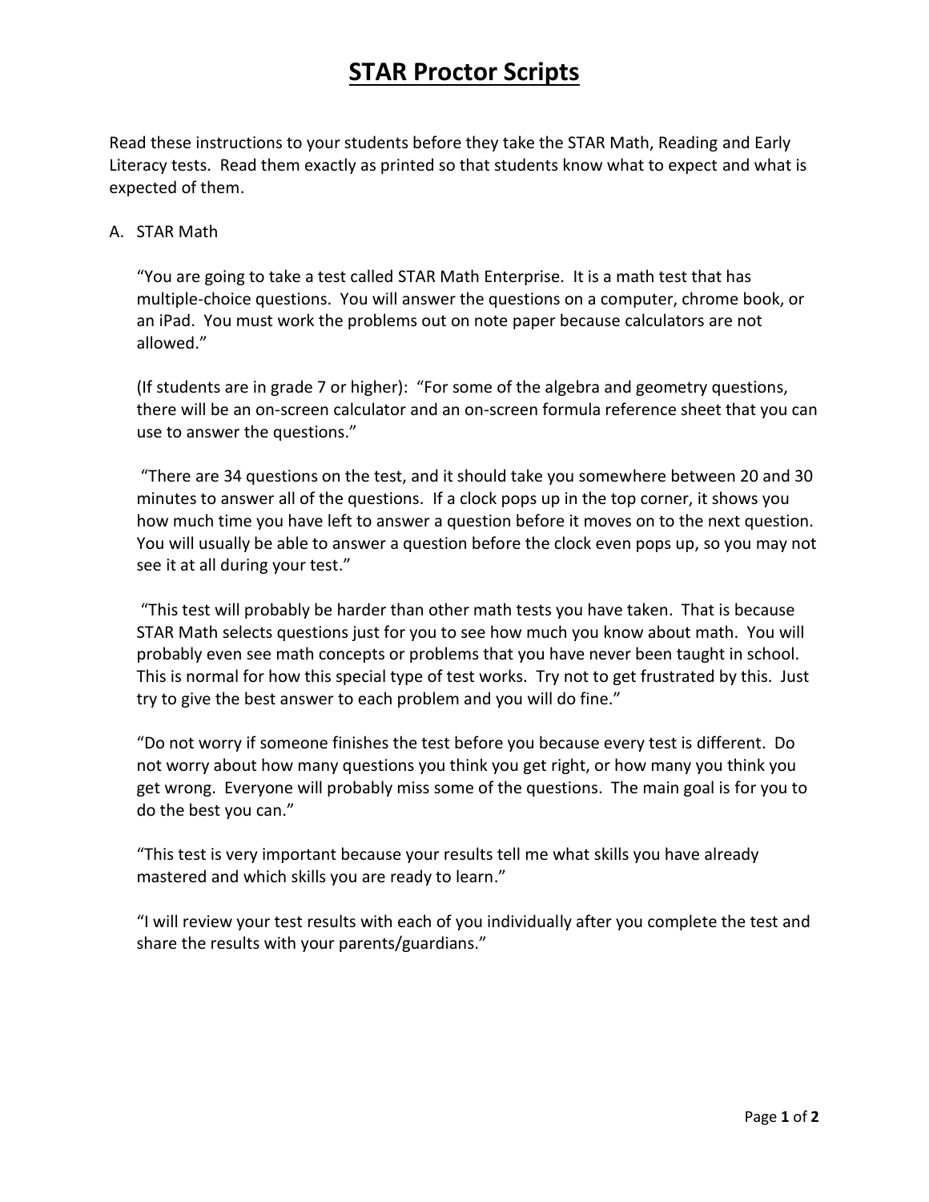# STAR Proctor Scripts

Read these instructions to your students before they take the STAR Math, Reading and Early Literacy tests. Read them exactly as printed so that students know what to expect and what is expected of them.

A. STAR Math

"You are going to take a test called STAR Math Enterprise. It is a math test that has multiple-choice questions. You will answer the questions on a computer, chrome book, or an iPad. You must work the problems out on note paper because calculators are not allowed."

(If students are in grade 7 or higher): "For some of the algebra and geometry questions, there will be an on-screen calculator and an on-screen formula reference sheet that you can use to answer the questions."

"There are 34 questions on the test, and it should take you somewhere between 20 and 30 minutes to answer all of the questions. If a clock pops up in the top corner, it shows you how much time you have left to answer a question before it moves on to the next question. You will usually be able to answer a question before the clock even pops up, so you may not see it at all during your test."

"This test will probably be harder than other math tests you have taken. That is because STAR Math selects questions just for you to see how much you know about math. You will probably even see math concepts or problems that you have never been taught in school. This is normal for how this special type of test works. Try not to get frustrated by this. Just try to give the best answer to each problem and you will do fine."

"Do not worry if someone finishes the test before you because every test is different. Do not worry about how many questions you think you get right, or how many you think you get wrong. Everyone will probably miss some of the questions. The main goal is for you to do the best you can."

"This test is very important because your results tell me what skills you have already mastered and which skills you are ready to learn."

"I will review your test results with each of you individually after you complete the test and share the results with your parents/guardians."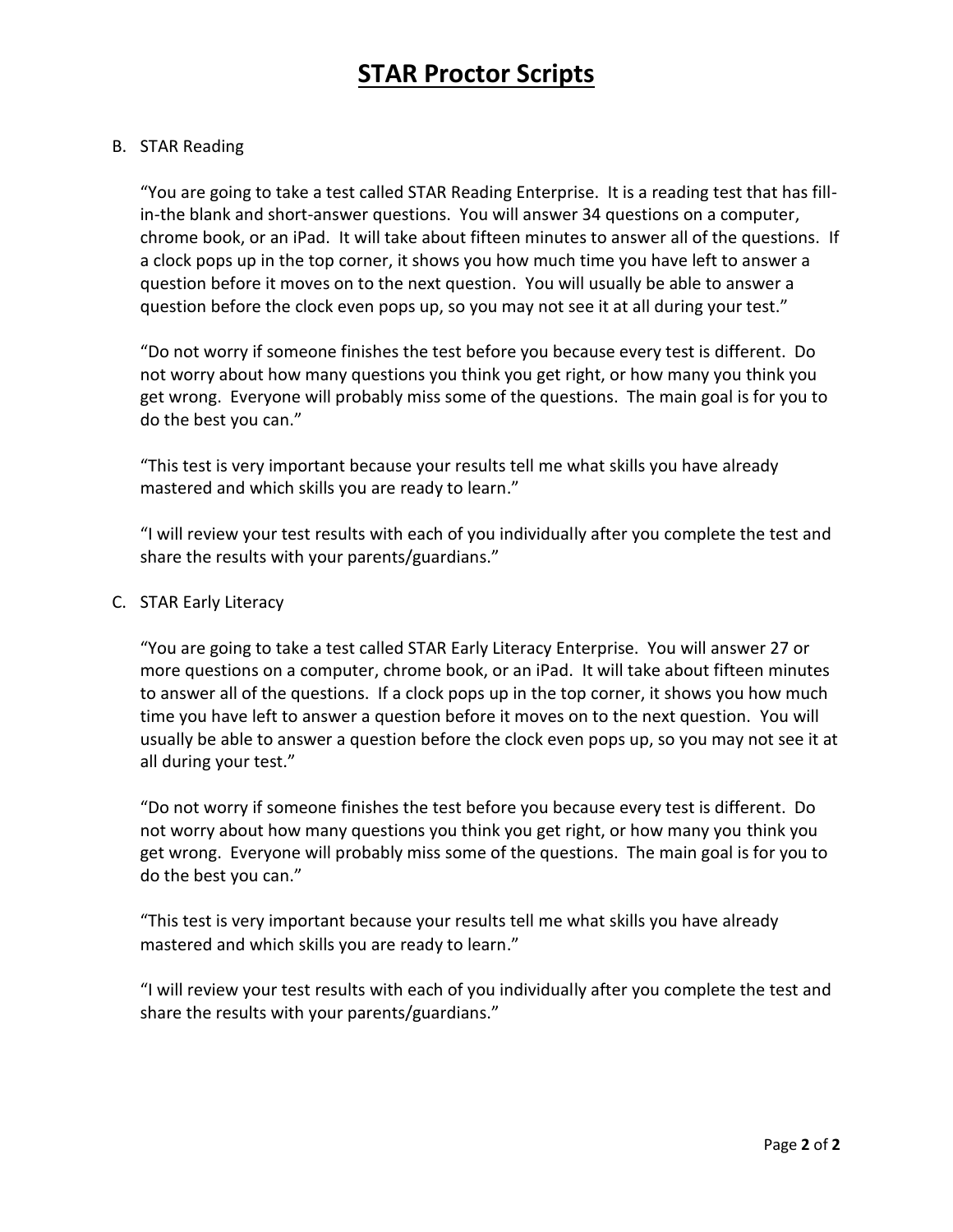# STAR Proctor Scripts

B. STAR Reading

"You are going to take a test called STAR Reading Enterprise. It is a reading test that has fill-in-the blank and short-answer questions. You will answer 34 questions on a computer, chrome book, or an iPad. It will take about fifteen minutes to answer all of the questions. If a clock pops up in the top corner, it shows you how much time you have left to answer a question before it moves on to the next question. You will usually be able to answer a question before the clock even pops up, so you may not see it at all during your test."

"Do not worry if someone finishes the test before you because every test is different. Do not worry about how many questions you think you get right, or how many you think you get wrong. Everyone will probably miss some of the questions. The main goal is for you to do the best you can."

"This test is very important because your results tell me what skills you have already mastered and which skills you are ready to learn."

"I will review your test results with each of you individually after you complete the test and share the results with your parents/guardians."

C. STAR Early Literacy

"You are going to take a test called STAR Early Literacy Enterprise. You will answer 27 or more questions on a computer, chrome book, or an iPad. It will take about fifteen minutes to answer all of the questions. If a clock pops up in the top corner, it shows you how much time you have left to answer a question before it moves on to the next question. You will usually be able to answer a question before the clock even pops up, so you may not see it at all during your test."

"Do not worry if someone finishes the test before you because every test is different. Do not worry about how many questions you think you get right, or how many you think you get wrong. Everyone will probably miss some of the questions. The main goal is for you to do the best you can."

"This test is very important because your results tell me what skills you have already mastered and which skills you are ready to learn."

"I will review your test results with each of you individually after you complete the test and share the results with your parents/guardians."